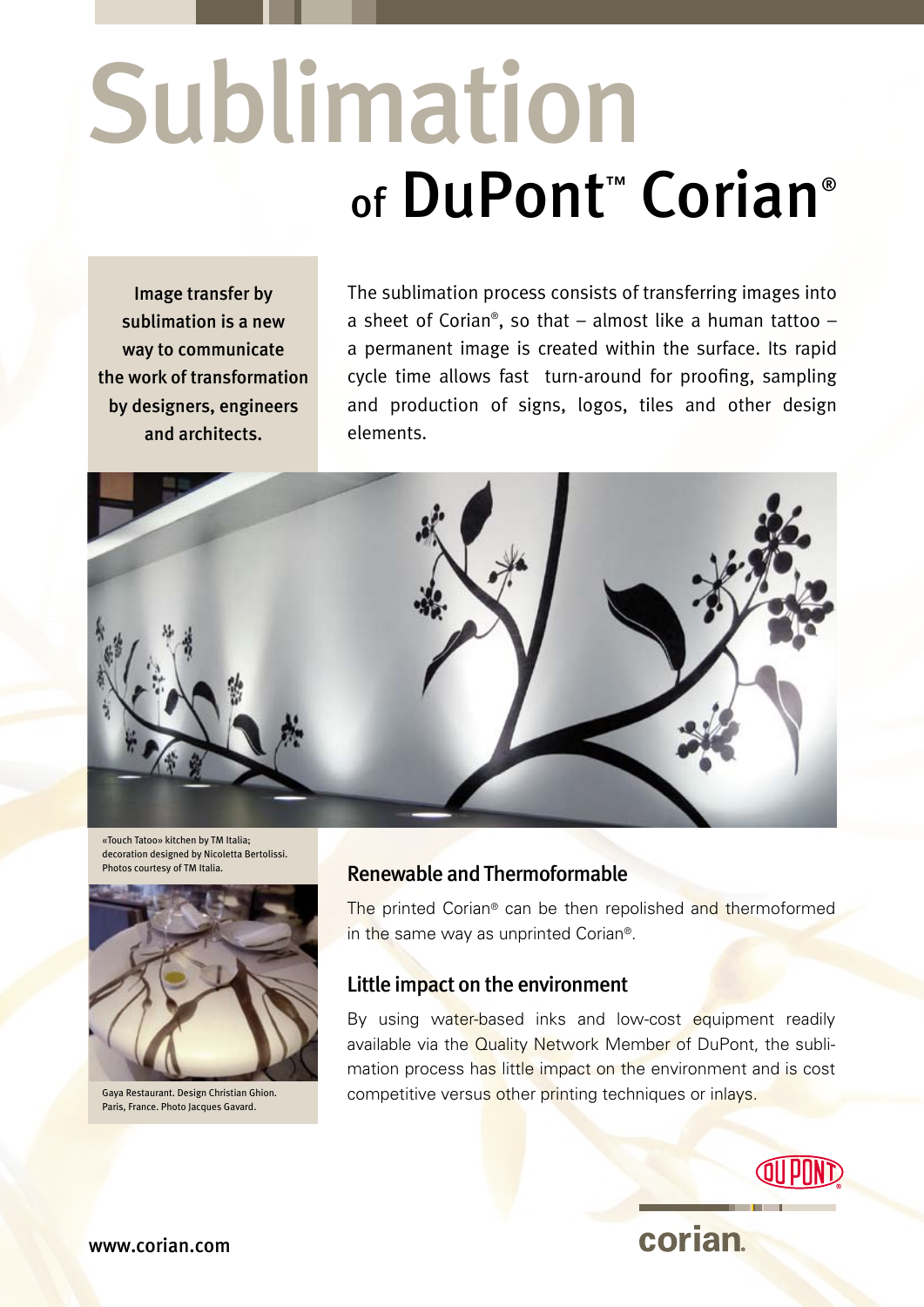# Sublimation

## of DuPont™ Corian®

**Image transfer by sublimation is a new way to communicate the work of transformation by designers, engineers and architects.**

The sublimation process consists of transferring images into a sheet of Corian®, so that – almost like a human tattoo – a permanent image is created within the surface. Its rapid cycle time allows fast turn-around for proofing, sampling and production of signs, logos, tiles and other design elements.

«Touch Tatoo» kitchen by TM Italia; decoration designed by Nicoletta Bertolissi. Photos courtesy of TM Italia.

Gaya Restaurant. Design Christian Ghion. Paris, France. Photo Jacques Gavard.

### Renewable and Thermoformable

The printed Corian® can be then repolished and thermoformed in the same way as unprinted Corian®.

### Little impact on the environment

By using water-based inks and low-cost equipment readily available via the Quality Network Member of DuPont, the sublimation process has little impact on the environment and is cost competitive versus other printing techniques or inlays.

www.corian.com

corian.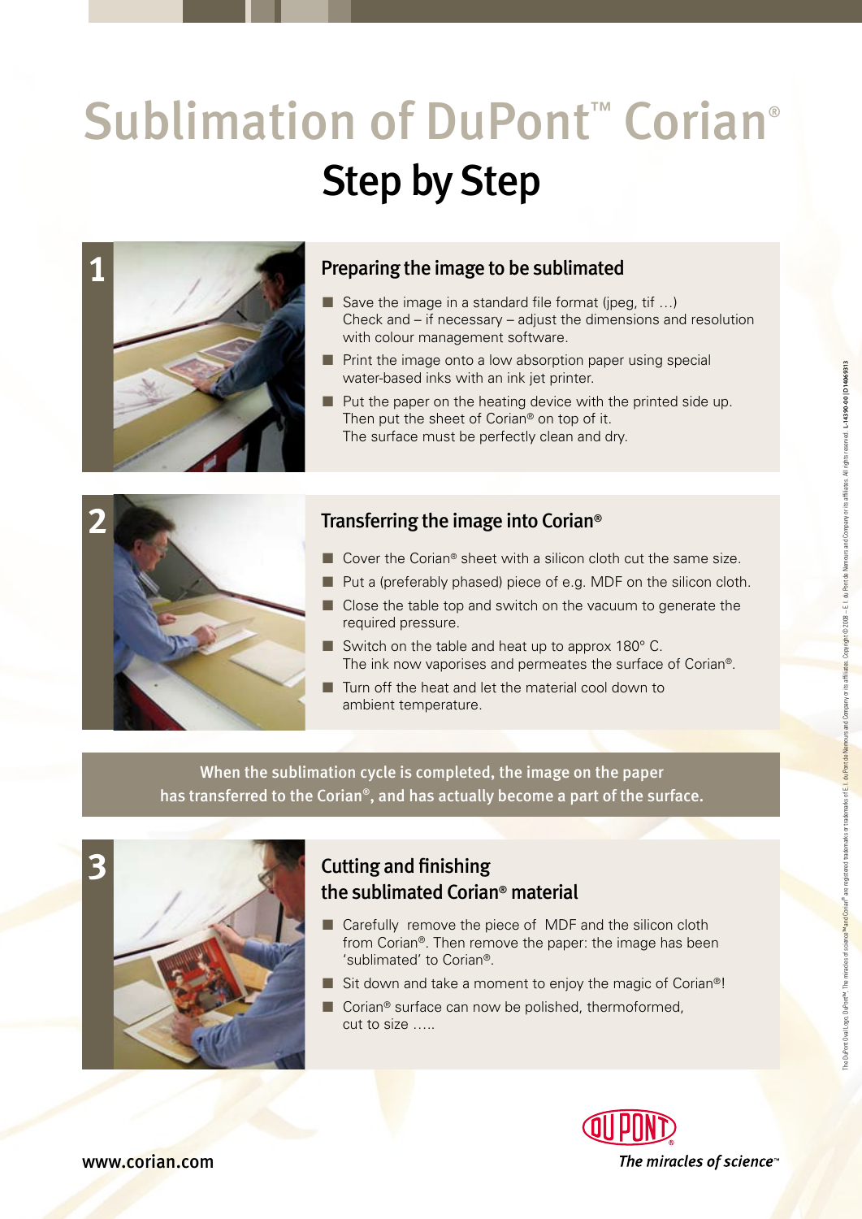# Sublimation of DuPont™ Corian®

## Step by Step

**1**

### Preparing the image to be sublimated

- Save the image in a standard file format (jpeg, tif …)
  Check and – if necessary – adjust the dimensions and resolution with colour management software.
- Print the image onto a low absorption paper using special water-based inks with an ink jet printer.
- Put the paper on the heating device with the printed side up. Then put the sheet of Corian® on top of it.
  The surface must be perfectly clean and dry.

**2**

### Transferring the image into Corian®

- Cover the Corian® sheet with a silicon cloth cut the same size.
- Put a (preferably phased) piece of e.g. MDF on the silicon cloth.
- Close the table top and switch on the vacuum to generate the required pressure.
- Switch on the table and heat up to approx 180° C.
  The ink now vaporises and permeates the surface of Corian®.
- Turn off the heat and let the material cool down to ambient temperature.

**When the sublimation cycle is completed, the image on the paper has transferred to the Corian®, and has actually become a part of the surface.**

**3**

### Cutting and finishing the sublimated Corian® material

- Carefully remove the piece of MDF and the silicon cloth from Corian®. Then remove the paper: the image has been 'sublimated' to Corian®.
- Sit down and take a moment to enjoy the magic of Corian®!
- Corian® surface can now be polished, thermoformed, cut to size …..

The DuPont Oval Logo, DuPont™, The miracles of science™ and Corian® are registered trademarks or trademarks of E. I. du Pont de Nemours and Company or its affiliates. Copyright © 2008 – E. I. du Pont de Nemours and Company or its affiliates. All rights reserved. L-14590-00 | D14065313

www.corian.com

DUPONT
*The miracles of science™*